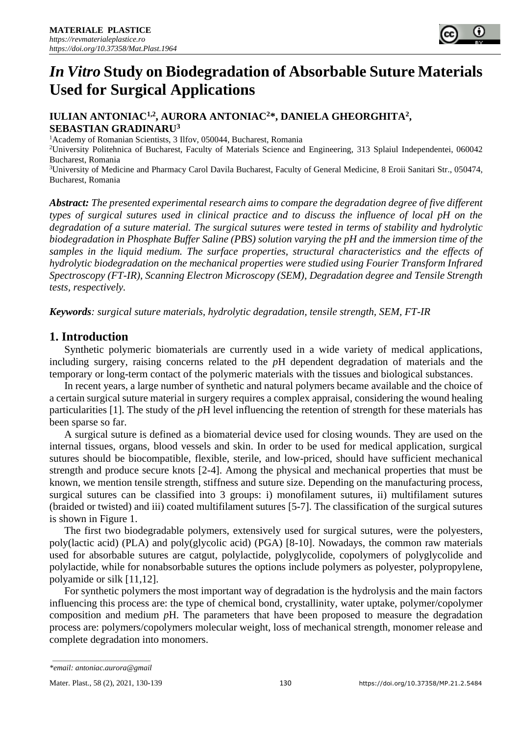# *In Vitro* Study on Biodegradation of Absorbable Suture Materials Used for Surgical Applications

**IULIAN ANTONIAC[1,2], AURORA ANTONIAC[2]*, DANIELA GHEORGHITA[2], SEBASTIAN GRADINARU[3]**

[1]Academy of Romanian Scientists, 3 Ilfov, 050044, Bucharest, Romania
[2]University Politehnica of Bucharest, Faculty of Materials Science and Engineering, 313 Splaiul Independentei, 060042 Bucharest, Romania
[3]University of Medicine and Pharmacy Carol Davila Bucharest, Faculty of General Medicine, 8 Eroii Sanitari Str., 050474, Bucharest, Romania

***Abstract:*** *The presented experimental research aims to compare the degradation degree of five different types of surgical sutures used in clinical practice and to discuss the influence of local pH on the degradation of a suture material. The surgical sutures were tested in terms of stability and hydrolytic biodegradation in Phosphate Buffer Saline (PBS) solution varying the pH and the immersion time of the samples in the liquid medium. The surface properties, structural characteristics and the effects of hydrolytic biodegradation on the mechanical properties were studied using Fourier Transform Infrared Spectroscopy (FT-IR), Scanning Electron Microscopy (SEM), Degradation degree and Tensile Strength tests, respectively.*

***Keywords****: surgical suture materials, hydrolytic degradation, tensile strength, SEM, FT-IR*

## 1. Introduction

Synthetic polymeric biomaterials are currently used in a wide variety of medical applications, including surgery, raising concerns related to the *p*H dependent degradation of materials and the temporary or long-term contact of the polymeric materials with the tissues and biological substances.

In recent years, a large number of synthetic and natural polymers became available and the choice of a certain surgical suture material in surgery requires a complex appraisal, considering the wound healing particularities [1]. The study of the *p*H level influencing the retention of strength for these materials has been sparse so far.

A surgical suture is defined as a biomaterial device used for closing wounds. They are used on the internal tissues, organs, blood vessels and skin. In order to be used for medical application, surgical sutures should be biocompatible, flexible, sterile, and low-priced, should have sufficient mechanical strength and produce secure knots [2-4]. Among the physical and mechanical properties that must be known, we mention tensile strength, stiffness and suture size. Depending on the manufacturing process, surgical sutures can be classified into 3 groups: i) monofilament sutures, ii) multifilament sutures (braided or twisted) and iii) coated multifilament sutures [5-7]. The classification of the surgical sutures is shown in Figure 1.

The first two biodegradable polymers, extensively used for surgical sutures, were the polyesters, poly(lactic acid) (PLA) and poly(glycolic acid) (PGA) [8-10]. Nowadays, the common raw materials used for absorbable sutures are catgut, polylactide, polyglycolide, copolymers of polyglycolide and polylactide, while for nonabsorbable sutures the options include polymers as polyester, polypropylene, polyamide or silk [11,12].

For synthetic polymers the most important way of degradation is the hydrolysis and the main factors influencing this process are: the type of chemical bond, crystallinity, water uptake, polymer/copolymer composition and medium *p*H. The parameters that have been proposed to measure the degradation process are: polymers/copolymers molecular weight, loss of mechanical strength, monomer release and complete degradation into monomers.

---

**email: antoniac.aurora@gmail*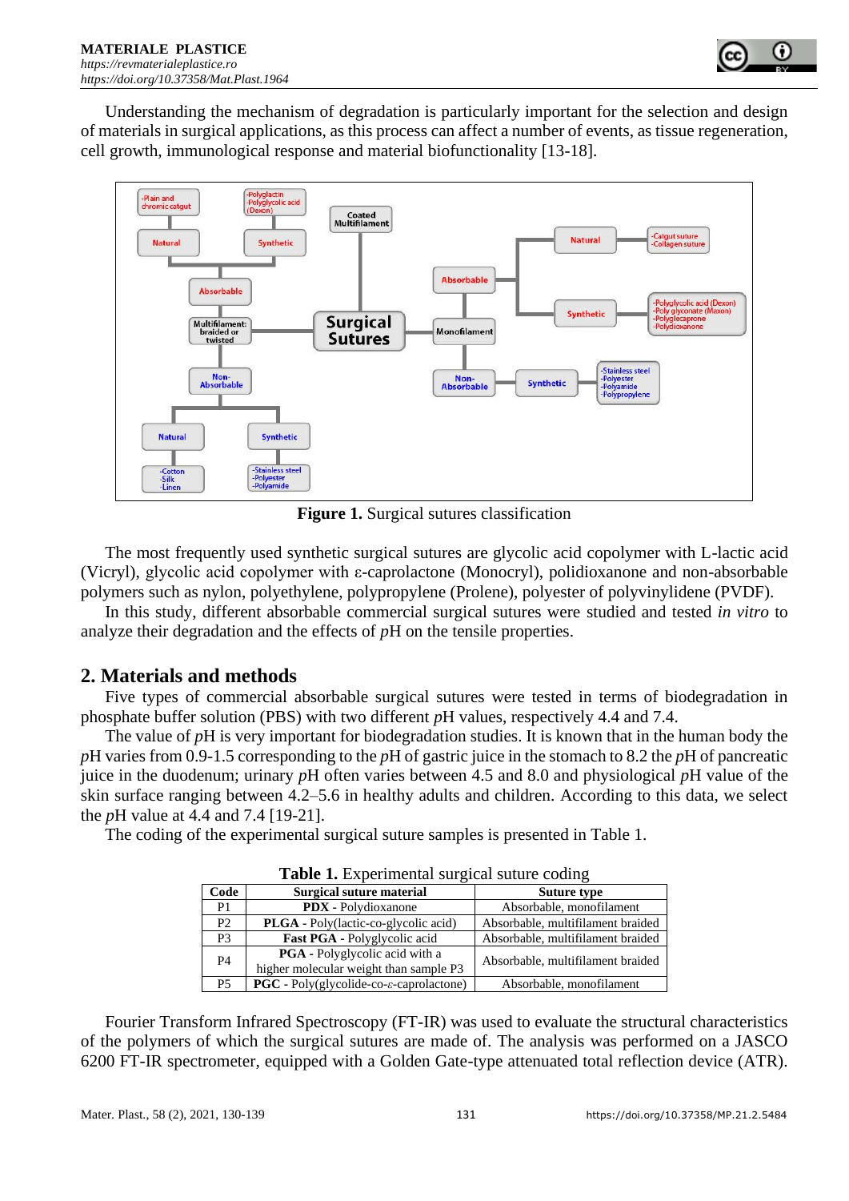Understanding the mechanism of degradation is particularly important for the selection and design of materials in surgical applications, as this process can affect a number of events, as tissue regeneration, cell growth, immunological response and material biofunctionality [13-18].

**Figure 1.** Surgical sutures classification

The most frequently used synthetic surgical sutures are glycolic acid copolymer with L-lactic acid (Vicryl), glycolic acid copolymer with ε-caprolactone (Monocryl), polidioxanone and non-absorbable polymers such as nylon, polyethylene, polypropylene (Prolene), polyester of polyvinylidene (PVDF).

In this study, different absorbable commercial surgical sutures were studied and tested *in vitro* to analyze their degradation and the effects of *p*H on the tensile properties.

## 2. Materials and methods

Five types of commercial absorbable surgical sutures were tested in terms of biodegradation in phosphate buffer solution (PBS) with two different *p*H values, respectively 4.4 and 7.4.

The value of *p*H is very important for biodegradation studies. It is known that in the human body the *p*H varies from 0.9-1.5 corresponding to the *p*H of gastric juice in the stomach to 8.2 the *p*H of pancreatic juice in the duodenum; urinary *p*H often varies between 4.5 and 8.0 and physiological *p*H value of the skin surface ranging between 4.2–5.6 in healthy adults and children. According to this data, we select the *p*H value at 4.4 and 7.4 [19-21].

The coding of the experimental surgical suture samples is presented in Table 1.

**Table 1.** Experimental surgical suture coding

| Code | Surgical suture material | Suture type |
|---|---|---|
| P1 | **PDX** - Polydioxanone | Absorbable, monofilament |
| P2 | **PLGA** - Poly(lactic-co-glycolic acid) | Absorbable, multifilament braided |
| P3 | **Fast PGA** - Polyglycolic acid | Absorbable, multifilament braided |
| P4 | **PGA** - Polyglycolic acid with a higher molecular weight than sample P3 | Absorbable, multifilament braided |
| P5 | **PGC** - Poly(glycolide-co-ε-caprolactone) | Absorbable, monofilament |

Fourier Transform Infrared Spectroscopy (FT-IR) was used to evaluate the structural characteristics of the polymers of which the surgical sutures are made of. The analysis was performed on a JASCO 6200 FT-IR spectrometer, equipped with a Golden Gate-type attenuated total reflection device (ATR).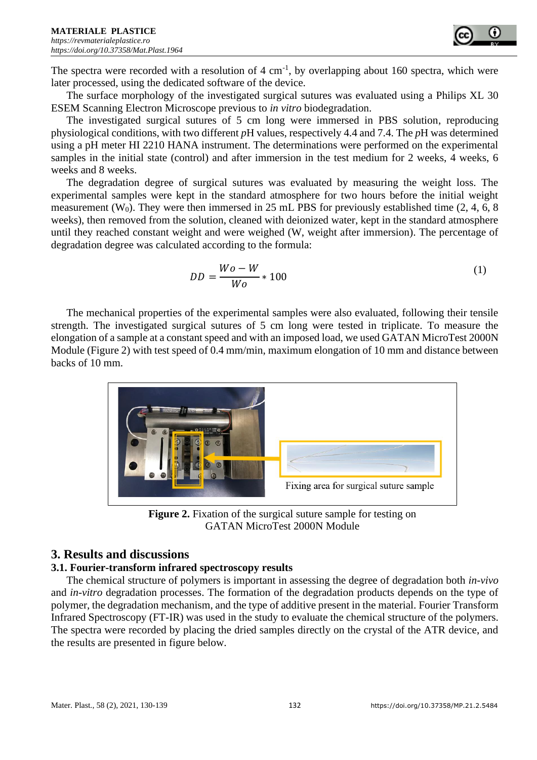The spectra were recorded with a resolution of 4 $cm^{-1}$, by overlapping about 160 spectra, which were later processed, using the dedicated software of the device.

The surface morphology of the investigated surgical sutures was evaluated using a Philips XL 30 ESEM Scanning Electron Microscope previous to *in vitro* biodegradation.

The investigated surgical sutures of 5 cm long were immersed in PBS solution, reproducing physiological conditions, with two different *p*H values, respectively 4.4 and 7.4. The *p*H was determined using a pH meter HI 2210 HANA instrument. The determinations were performed on the experimental samples in the initial state (control) and after immersion in the test medium for 2 weeks, 4 weeks, 6 weeks and 8 weeks.

The degradation degree of surgical sutures was evaluated by measuring the weight loss. The experimental samples were kept in the standard atmosphere for two hours before the initial weight measurement ($W_0$). They were then immersed in 25 mL PBS for previously established time (2, 4, 6, 8 weeks), then removed from the solution, cleaned with deionized water, kept in the standard atmosphere until they reached constant weight and were weighed (W, weight after immersion). The percentage of degradation degree was calculated according to the formula:

$$DD = \frac{Wo - W}{Wo} * 100 \quad (1)$$

The mechanical properties of the experimental samples were also evaluated, following their tensile strength. The investigated surgical sutures of 5 cm long were tested in triplicate. To measure the elongation of a sample at a constant speed and with an imposed load, we used GATAN MicroTest 2000N Module (Figure 2) with test speed of 0.4 mm/min, maximum elongation of 10 mm and distance between backs of 10 mm.

Fixing area for surgical suture sample

**Figure 2.** Fixation of the surgical suture sample for testing on GATAN MicroTest 2000N Module

## 3. Results and discussions

### 3.1. Fourier-transform infrared spectroscopy results

The chemical structure of polymers is important in assessing the degree of degradation both *in-vivo* and *in-vitro* degradation processes. The formation of the degradation products depends on the type of polymer, the degradation mechanism, and the type of additive present in the material. Fourier Transform Infrared Spectroscopy (FT-IR) was used in the study to evaluate the chemical structure of the polymers. The spectra were recorded by placing the dried samples directly on the crystal of the ATR device, and the results are presented in figure below.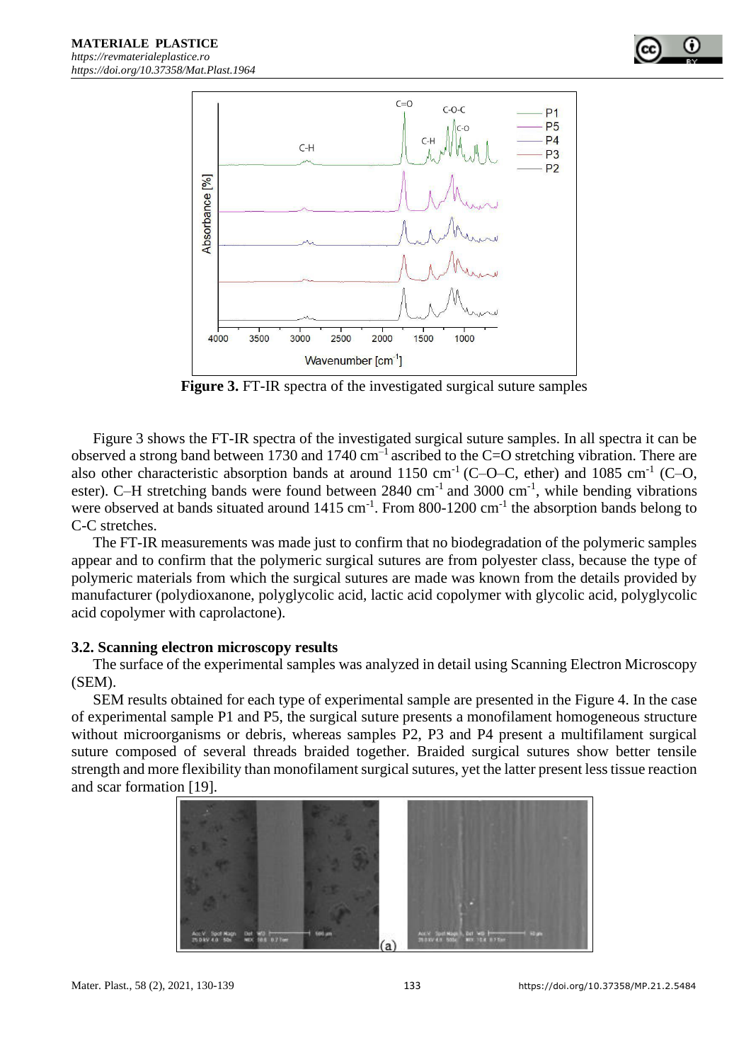**Figure 3.** FT-IR spectra of the investigated surgical suture samples

Figure 3 shows the FT-IR spectra of the investigated surgical suture samples. In all spectra it can be observed a strong band between 1730 and 1740 $cm^{-1}$ ascribed to the C=O stretching vibration. There are also other characteristic absorption bands at around 1150 $cm^{-1}$ (C–O–C, ether) and 1085 $cm^{-1}$ (C–O, ester). C–H stretching bands were found between 2840 $cm^{-1}$ and 3000 $cm^{-1}$, while bending vibrations were observed at bands situated around 1415 $cm^{-1}$. From 800-1200 $cm^{-1}$ the absorption bands belong to C-C stretches.

The FT-IR measurements was made just to confirm that no biodegradation of the polymeric samples appear and to confirm that the polymeric surgical sutures are from polyester class, because the type of polymeric materials from which the surgical sutures are made was known from the details provided by manufacturer (polydioxanone, polyglycolic acid, lactic acid copolymer with glycolic acid, polyglycolic acid copolymer with caprolactone).

### 3.2. Scanning electron microscopy results

The surface of the experimental samples was analyzed in detail using Scanning Electron Microscopy (SEM).

SEM results obtained for each type of experimental sample are presented in the Figure 4. In the case of experimental sample P1 and P5, the surgical suture presents a monofilament homogeneous structure without microorganisms or debris, whereas samples P2, P3 and P4 present a multifilament surgical suture composed of several threads braided together. Braided surgical sutures show better tensile strength and more flexibility than monofilament surgical sutures, yet the latter present less tissue reaction and scar formation [19].

(a)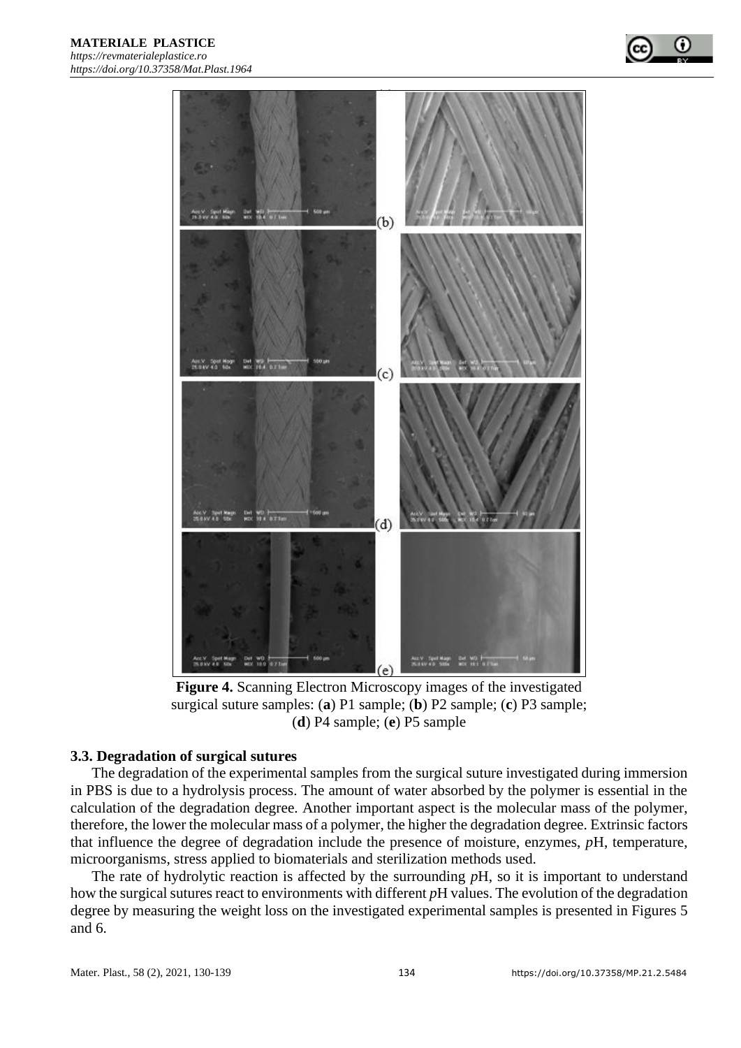**Figure 4.** Scanning Electron Microscopy images of the investigated surgical suture samples: (**a**) P1 sample; (**b**) P2 sample; (**c**) P3 sample; (**d**) P4 sample; (**e**) P5 sample

### 3.3. Degradation of surgical sutures

The degradation of the experimental samples from the surgical suture investigated during immersion in PBS is due to a hydrolysis process. The amount of water absorbed by the polymer is essential in the calculation of the degradation degree. Another important aspect is the molecular mass of the polymer, therefore, the lower the molecular mass of a polymer, the higher the degradation degree. Extrinsic factors that influence the degree of degradation include the presence of moisture, enzymes, *p*H, temperature, microorganisms, stress applied to biomaterials and sterilization methods used.

The rate of hydrolytic reaction is affected by the surrounding *p*H, so it is important to understand how the surgical sutures react to environments with different *p*H values. The evolution of the degradation degree by measuring the weight loss on the investigated experimental samples is presented in Figures 5 and 6.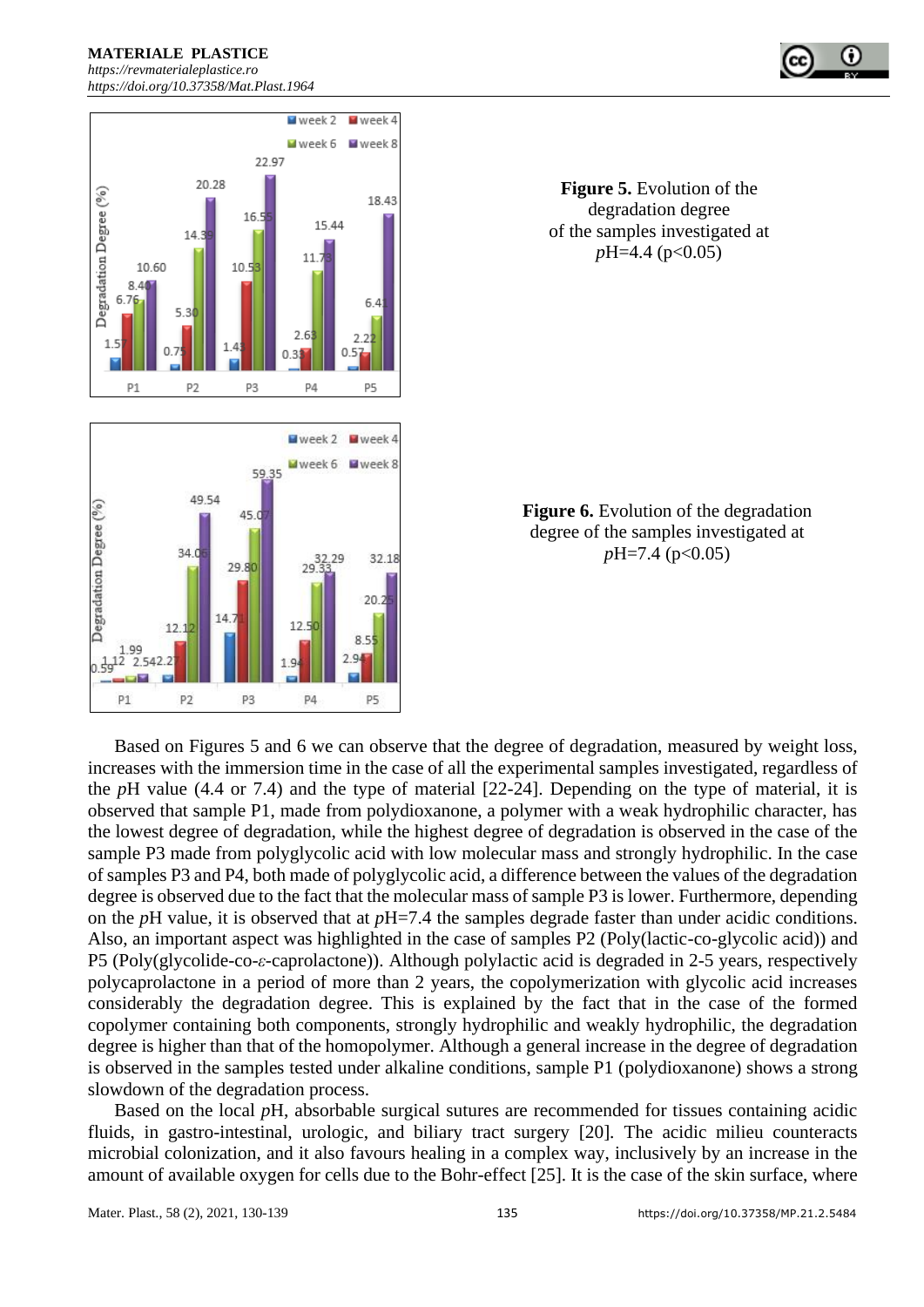**Figure 5.** Evolution of the degradation degree of the samples investigated at $p$H=4.4 ($p<0.05$)

**Figure 6.** Evolution of the degradation degree of the samples investigated at $p$H=7.4 ($p<0.05$)

Based on Figures 5 and 6 we can observe that the degree of degradation, measured by weight loss, increases with the immersion time in the case of all the experimental samples investigated, regardless of the *p*H value (4.4 or 7.4) and the type of material [22-24]. Depending on the type of material, it is observed that sample P1, made from polydioxanone, a polymer with a weak hydrophilic character, has the lowest degree of degradation, while the highest degree of degradation is observed in the case of the sample P3 made from polyglycolic acid with low molecular mass and strongly hydrophilic. In the case of samples P3 and P4, both made of polyglycolic acid, a difference between the values of the degradation degree is observed due to the fact that the molecular mass of sample P3 is lower. Furthermore, depending on the *p*H value, it is observed that at *p*H=7.4 the samples degrade faster than under acidic conditions. Also, an important aspect was highlighted in the case of samples P2 (Poly(lactic-co-glycolic acid)) and P5 (Poly(glycolide-co-$\varepsilon$-caprolactone)). Although polylactic acid is degraded in 2-5 years, respectively polycaprolactone in a period of more than 2 years, the copolymerization with glycolic acid increases considerably the degradation degree. This is explained by the fact that in the case of the formed copolymer containing both components, strongly hydrophilic and weakly hydrophilic, the degradation degree is higher than that of the homopolymer. Although a general increase in the degree of degradation is observed in the samples tested under alkaline conditions, sample P1 (polydioxanone) shows a strong slowdown of the degradation process.

Based on the local *p*H, absorbable surgical sutures are recommended for tissues containing acidic fluids, in gastro-intestinal, urologic, and biliary tract surgery [20]. The acidic milieu counteracts microbial colonization, and it also favours healing in a complex way, inclusively by an increase in the amount of available oxygen for cells due to the Bohr-effect [25]. It is the case of the skin surface, where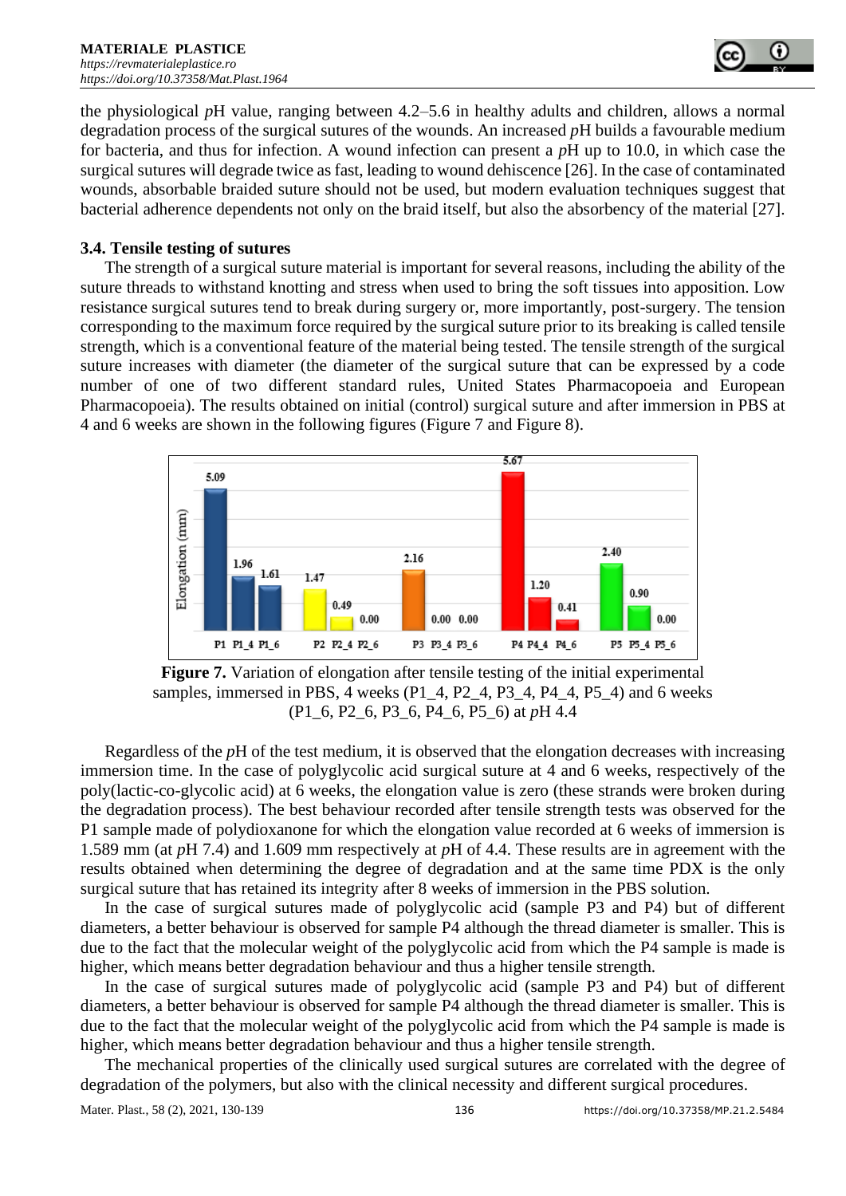the physiological *p*H value, ranging between 4.2–5.6 in healthy adults and children, allows a normal degradation process of the surgical sutures of the wounds. An increased *p*H builds a favourable medium for bacteria, and thus for infection. A wound infection can present a *p*H up to 10.0, in which case the surgical sutures will degrade twice as fast, leading to wound dehiscence [26]. In the case of contaminated wounds, absorbable braided suture should not be used, but modern evaluation techniques suggest that bacterial adherence dependents not only on the braid itself, but also the absorbency of the material [27].

### 3.4. Tensile testing of sutures

The strength of a surgical suture material is important for several reasons, including the ability of the suture threads to withstand knotting and stress when used to bring the soft tissues into apposition. Low resistance surgical sutures tend to break during surgery or, more importantly, post-surgery. The tension corresponding to the maximum force required by the surgical suture prior to its breaking is called tensile strength, which is a conventional feature of the material being tested. The tensile strength of the surgical suture increases with diameter (the diameter of the surgical suture that can be expressed by a code number of one of two different standard rules, United States Pharmacopoeia and European Pharmacopoeia). The results obtained on initial (control) surgical suture and after immersion in PBS at 4 and 6 weeks are shown in the following figures (Figure 7 and Figure 8).

**Figure 7.** Variation of elongation after tensile testing of the initial experimental samples, immersed in PBS, 4 weeks (P1_4, P2_4, P3_4, P4_4, P5_4) and 6 weeks (P1_6, P2_6, P3_6, P4_6, P5_6) at *p*H 4.4

Regardless of the *p*H of the test medium, it is observed that the elongation decreases with increasing immersion time. In the case of polyglycolic acid surgical suture at 4 and 6 weeks, respectively of the poly(lactic-co-glycolic acid) at 6 weeks, the elongation value is zero (these strands were broken during the degradation process). The best behaviour recorded after tensile strength tests was observed for the P1 sample made of polydioxanone for which the elongation value recorded at 6 weeks of immersion is 1.589 mm (at *p*H 7.4) and 1.609 mm respectively at *p*H of 4.4. These results are in agreement with the results obtained when determining the degree of degradation and at the same time PDX is the only surgical suture that has retained its integrity after 8 weeks of immersion in the PBS solution.

In the case of surgical sutures made of polyglycolic acid (sample P3 and P4) but of different diameters, a better behaviour is observed for sample P4 although the thread diameter is smaller. This is due to the fact that the molecular weight of the polyglycolic acid from which the P4 sample is made is higher, which means better degradation behaviour and thus a higher tensile strength.

In the case of surgical sutures made of polyglycolic acid (sample P3 and P4) but of different diameters, a better behaviour is observed for sample P4 although the thread diameter is smaller. This is due to the fact that the molecular weight of the polyglycolic acid from which the P4 sample is made is higher, which means better degradation behaviour and thus a higher tensile strength.

The mechanical properties of the clinically used surgical sutures are correlated with the degree of degradation of the polymers, but also with the clinical necessity and different surgical procedures.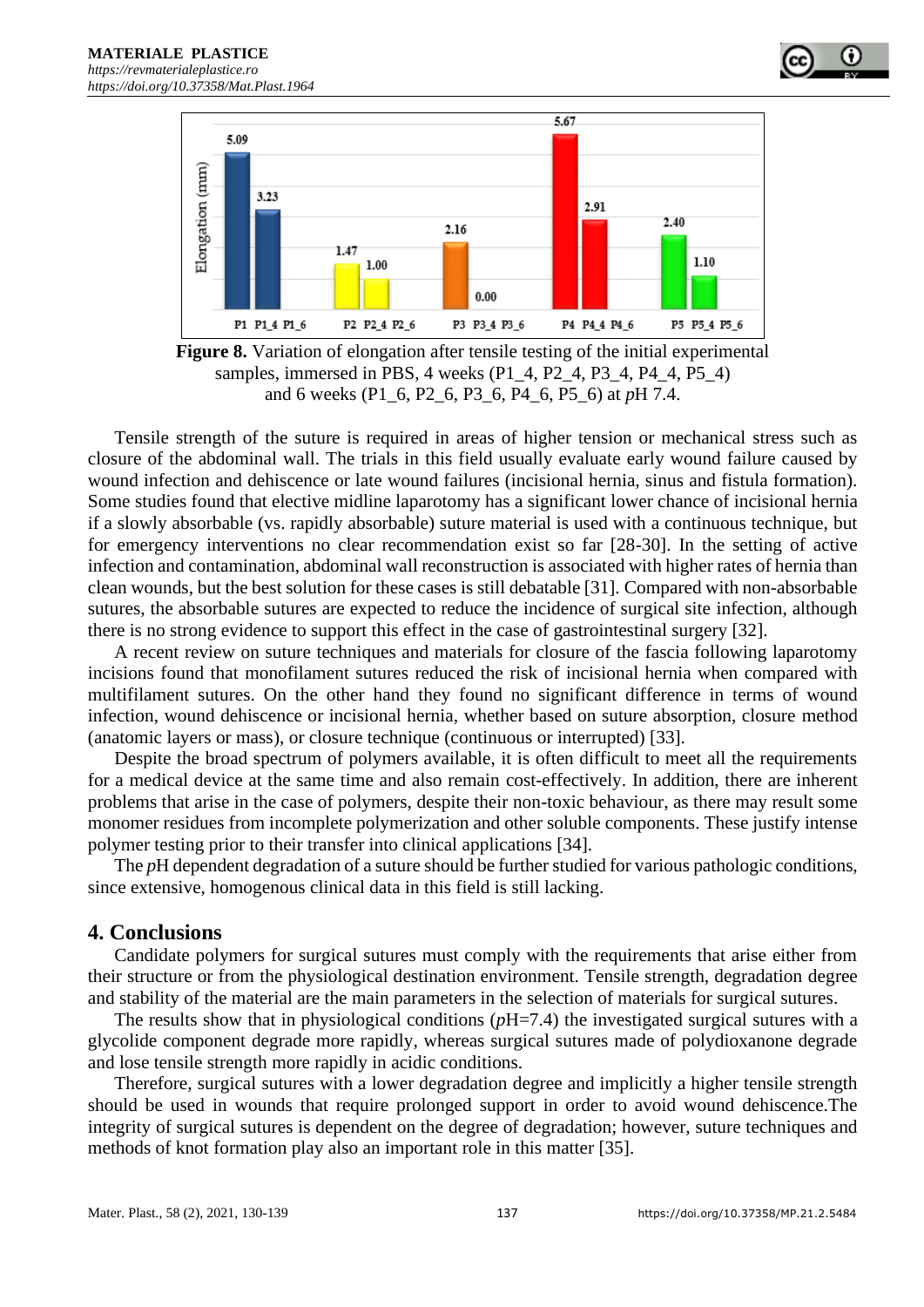Figure 8. Variation of elongation after tensile testing of the initial experimental samples, immersed in PBS, 4 weeks (P1_4, P2_4, P3_4, P4_4, P5_4) and 6 weeks (P1_6, P2_6, P3_6, P4_6, P5_6) at *p*H 7.4.

Tensile strength of the suture is required in areas of higher tension or mechanical stress such as closure of the abdominal wall. The trials in this field usually evaluate early wound failure caused by wound infection and dehiscence or late wound failures (incisional hernia, sinus and fistula formation). Some studies found that elective midline laparotomy has a significant lower chance of incisional hernia if a slowly absorbable (vs. rapidly absorbable) suture material is used with a continuous technique, but for emergency interventions no clear recommendation exist so far [28-30]. In the setting of active infection and contamination, abdominal wall reconstruction is associated with higher rates of hernia than clean wounds, but the best solution for these cases is still debatable [31]. Compared with non-absorbable sutures, the absorbable sutures are expected to reduce the incidence of surgical site infection, although there is no strong evidence to support this effect in the case of gastrointestinal surgery [32].

A recent review on suture techniques and materials for closure of the fascia following laparotomy incisions found that monofilament sutures reduced the risk of incisional hernia when compared with multifilament sutures. On the other hand they found no significant difference in terms of wound infection, wound dehiscence or incisional hernia, whether based on suture absorption, closure method (anatomic layers or mass), or closure technique (continuous or interrupted) [33].

Despite the broad spectrum of polymers available, it is often difficult to meet all the requirements for a medical device at the same time and also remain cost-effectively. In addition, there are inherent problems that arise in the case of polymers, despite their non-toxic behaviour, as there may result some monomer residues from incomplete polymerization and other soluble components. These justify intense polymer testing prior to their transfer into clinical applications [34].

The *p*H dependent degradation of a suture should be further studied for various pathologic conditions, since extensive, homogenous clinical data in this field is still lacking.

## 4. Conclusions

Candidate polymers for surgical sutures must comply with the requirements that arise either from their structure or from the physiological destination environment. Tensile strength, degradation degree and stability of the material are the main parameters in the selection of materials for surgical sutures.

The results show that in physiological conditions (*p*H=7.4) the investigated surgical sutures with a glycolide component degrade more rapidly, whereas surgical sutures made of polydioxanone degrade and lose tensile strength more rapidly in acidic conditions.

Therefore, surgical sutures with a lower degradation degree and implicitly a higher tensile strength should be used in wounds that require prolonged support in order to avoid wound dehiscence.The integrity of surgical sutures is dependent on the degree of degradation; however, suture techniques and methods of knot formation play also an important role in this matter [35].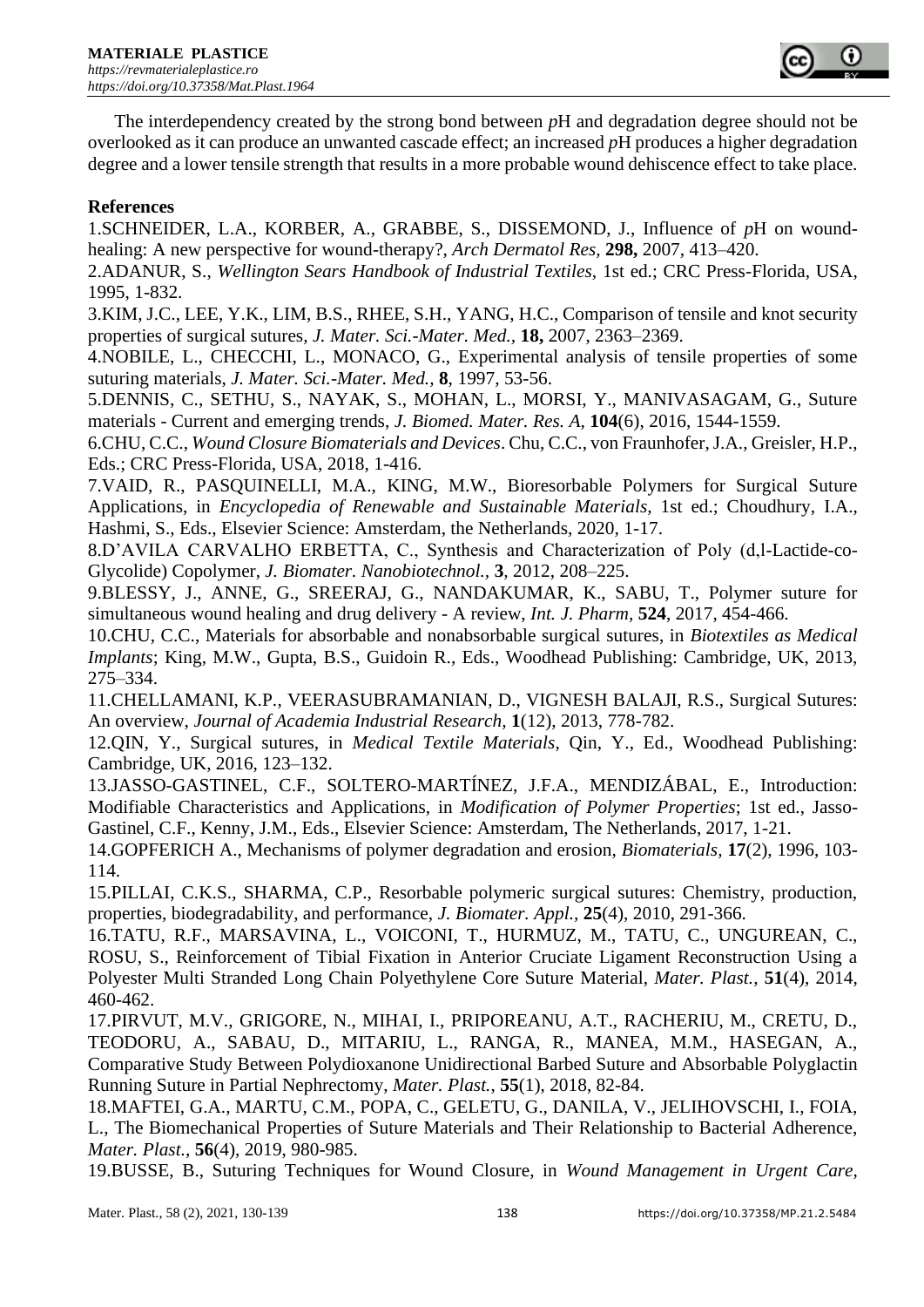The interdependency created by the strong bond between *p*H and degradation degree should not be overlooked as it can produce an unwanted cascade effect; an increased *p*H produces a higher degradation degree and a lower tensile strength that results in a more probable wound dehiscence effect to take place.

**References**

1.SCHNEIDER, L.A., KORBER, A., GRABBE, S., DISSEMOND, J., Influence of *p*H on wound-healing: A new perspective for wound-therapy?, *Arch Dermatol Res*, **298,** 2007, 413–420.

2.ADANUR, S., *Wellington Sears Handbook of Industrial Textiles*, 1st ed.; CRC Press-Florida, USA, 1995, 1-832.

3.KIM, J.C., LEE, Y.K., LIM, B.S., RHEE, S.H., YANG, H.C., Comparison of tensile and knot security properties of surgical sutures, *J. Mater. Sci.-Mater. Med.*, **18,** 2007, 2363–2369.

4.NOBILE, L., CHECCHI, L., MONACO, G., Experimental analysis of tensile properties of some suturing materials, *J. Mater. Sci.-Mater. Med.*, **8**, 1997, 53-56.

5.DENNIS, C., SETHU, S., NAYAK, S., MOHAN, L., MORSI, Y., MANIVASAGAM, G., Suture materials - Current and emerging trends, *J. Biomed. Mater. Res. A*, **104**(6), 2016, 1544-1559.

6.CHU, C.C., *Wound Closure Biomaterials and Devices*. Chu, C.C., von Fraunhofer, J.A., Greisler, H.P., Eds.; CRC Press-Florida, USA, 2018, 1-416.

7.VAID, R., PASQUINELLI, M.A., KING, M.W., Bioresorbable Polymers for Surgical Suture Applications, in *Encyclopedia of Renewable and Sustainable Materials*, 1st ed.; Choudhury, I.A., Hashmi, S., Eds., Elsevier Science: Amsterdam, the Netherlands, 2020, 1-17.

8.D'AVILA CARVALHO ERBETTA, C., Synthesis and Characterization of Poly (d,l-Lactide-co-Glycolide) Copolymer, *J. Biomater. Nanobiotechnol.*, **3**, 2012, 208–225.

9.BLESSY, J., ANNE, G., SREERAJ, G., NANDAKUMAR, K., SABU, T., Polymer suture for simultaneous wound healing and drug delivery - A review, *Int. J. Pharm*, **524**, 2017, 454-466.

10.CHU, C.C., Materials for absorbable and nonabsorbable surgical sutures, in *Biotextiles as Medical Implants*; King, M.W., Gupta, B.S., Guidoin R., Eds., Woodhead Publishing: Cambridge, UK, 2013, 275–334.

11.CHELLAMANI, K.P., VEERASUBRAMANIAN, D., VIGNESH BALAJI, R.S., Surgical Sutures: An overview, *Journal of Academia Industrial Research*, **1**(12), 2013, 778-782.

12.QIN, Y., Surgical sutures, in *Medical Textile Materials*, Qin, Y., Ed., Woodhead Publishing: Cambridge, UK, 2016, 123–132.

13.JASSO-GASTINEL, C.F., SOLTERO-MARTÍNEZ, J.F.A., MENDIZÁBAL, E., Introduction: Modifiable Characteristics and Applications, in *Modification of Polymer Properties*; 1st ed., Jasso-Gastinel, C.F., Kenny, J.M., Eds., Elsevier Science: Amsterdam, The Netherlands, 2017, 1-21.

14.GOPFERICH A., Mechanisms of polymer degradation and erosion, *Biomaterials*, **17**(2), 1996, 103-114.

15.PILLAI, C.K.S., SHARMA, C.P., Resorbable polymeric surgical sutures: Chemistry, production, properties, biodegradability, and performance, *J. Biomater. Appl.*, **25**(4), 2010, 291-366.

16.TATU, R.F., MARSAVINA, L., VOICONI, T., HURMUZ, M., TATU, C., UNGUREAN, C., ROSU, S., Reinforcement of Tibial Fixation in Anterior Cruciate Ligament Reconstruction Using a Polyester Multi Stranded Long Chain Polyethylene Core Suture Material, *Mater. Plast.*, **51**(4), 2014, 460-462.

17.PIRVUT, M.V., GRIGORE, N., MIHAI, I., PRIPOREANU, A.T., RACHERIU, M., CRETU, D., TEODORU, A., SABAU, D., MITARIU, L., RANGA, R., MANEA, M.M., HASEGAN, A., Comparative Study Between Polydioxanone Unidirectional Barbed Suture and Absorbable Polyglactin Running Suture in Partial Nephrectomy, *Mater. Plast.*, **55**(1), 2018, 82-84.

18.MAFTEI, G.A., MARTU, C.M., POPA, C., GELETU, G., DANILA, V., JELIHOVSCHI, I., FOIA, L., The Biomechanical Properties of Suture Materials and Their Relationship to Bacterial Adherence, *Mater. Plast.*, **56**(4), 2019, 980-985.

19.BUSSE, B., Suturing Techniques for Wound Closure, in *Wound Management in Urgent Care*,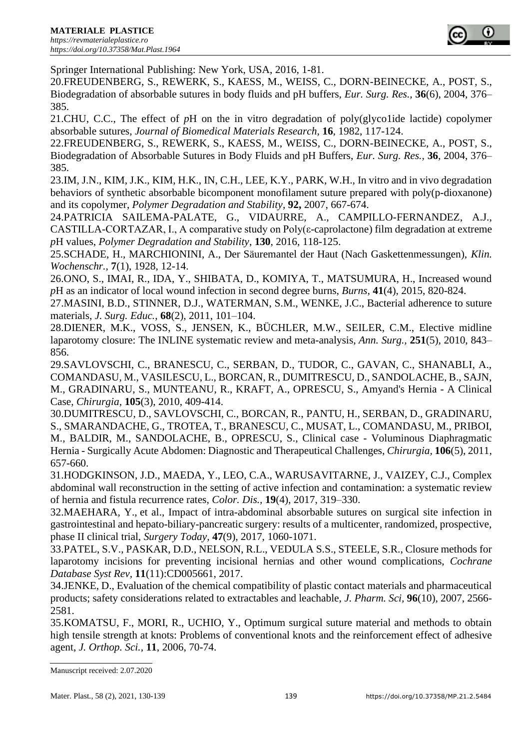Springer International Publishing: New York, USA, 2016, 1-81.

20.FREUDENBERG, S., REWERK, S., KAESS, M., WEISS, C., DORN-BEINECKE, A., POST, S., Biodegradation of absorbable sutures in body fluids and pH buffers, *Eur. Surg. Res.*, **36**(6), 2004, 376–385.

21.CHU, C.C., The effect of *p*H on the in vitro degradation of poly(glyco1ide lactide) copolymer absorbable sutures, *Journal of Biomedical Materials Research*, **16**, 1982, 117-124.

22.FREUDENBERG, S., REWERK, S., KAESS, M., WEISS, C., DORN-BEINECKE, A., POST, S., Biodegradation of Absorbable Sutures in Body Fluids and pH Buffers, *Eur. Surg. Res.*, **36**, 2004, 376–385.

23.IM, J.N., KIM, J.K., KIM, H.K., IN, C.H., LEE, K.Y., PARK, W.H., In vitro and in vivo degradation behaviors of synthetic absorbable bicomponent monofilament suture prepared with poly(p-dioxanone) and its copolymer, *Polymer Degradation and Stability*, **92,** 2007, 667-674.

24.PATRICIA SAILEMA-PALATE, G., VIDAURRE, A., CAMPILLO-FERNANDEZ, A.J., CASTILLA-CORTAZAR, I., A comparative study on Poly(ε-caprolactone) film degradation at extreme *p*H values, *Polymer Degradation and Stability*, **130**, 2016, 118-125.

25.SCHADE, H., MARCHIONINI, A., Der Säuremantel der Haut (Nach Gaskettenmessungen), *Klin. Wochenschr.*, **7**(1), 1928, 12-14.

26.ONO, S., IMAI, R., IDA, Y., SHIBATA, D., KOMIYA, T., MATSUMURA, H., Increased wound *p*H as an indicator of local wound infection in second degree burns, *Burns*, **41**(4), 2015, 820-824.

27.MASINI, B.D., STINNER, D.J., WATERMAN, S.M., WENKE, J.C., Bacterial adherence to suture materials, *J. Surg. Educ.*, **68**(2), 2011, 101–104.

28.DIENER, M.K., VOSS, S., JENSEN, K., BÜCHLER, M.W., SEILER, C.M., Elective midline laparotomy closure: The INLINE systematic review and meta-analysis, *Ann. Surg.*, **251**(5), 2010, 843–856.

29.SAVLOVSCHI, C., BRANESCU, C., SERBAN, D., TUDOR, C., GAVAN, C., SHANABLI, A., COMANDASU, M., VASILESCU, L., BORCAN, R., DUMITRESCU, D., SANDOLACHE, B., SAJN, M., GRADINARU, S., MUNTEANU, R., KRAFT, A., OPRESCU, S., Amyand's Hernia - A Clinical Case, *Chirurgia*, **105**(3), 2010, 409-414.

30.DUMITRESCU, D., SAVLOVSCHI, C., BORCAN, R., PANTU, H., SERBAN, D., GRADINARU, S., SMARANDACHE, G., TROTEA, T., BRANESCU, C., MUSAT, L., COMANDASU, M., PRIBOI, M., BALDIR, M., SANDOLACHE, B., OPRESCU, S., Clinical case - Voluminous Diaphragmatic Hernia - Surgically Acute Abdomen: Diagnostic and Therapeutical Challenges, *Chirurgia*, **106**(5), 2011, 657-660.

31.HODGKINSON, J.D., MAEDA, Y., LEO, C.A., WARUSAVITARNE, J., VAIZEY, C.J., Complex abdominal wall reconstruction in the setting of active infection and contamination: a systematic review of hernia and fistula recurrence rates, *Color. Dis.*, **19**(4), 2017, 319–330.

32.MAEHARA, Y., et al., Impact of intra-abdominal absorbable sutures on surgical site infection in gastrointestinal and hepato-biliary-pancreatic surgery: results of a multicenter, randomized, prospective, phase II clinical trial, *Surgery Today*, **47**(9), 2017, 1060-1071.

33.PATEL, S.V., PASKAR, D.D., NELSON, R.L., VEDULA S.S., STEELE, S.R., Closure methods for laparotomy incisions for preventing incisional hernias and other wound complications, *Cochrane Database Syst Rev*, **11**(11):CD005661, 2017.

34.JENKE, D., Evaluation of the chemical compatibility of plastic contact materials and pharmaceutical products; safety considerations related to extractables and leachable, *J. Pharm. Sci*, **96**(10), 2007, 2566-2581.

35.KOMATSU, F., MORI, R., UCHIO, Y., Optimum surgical suture material and methods to obtain high tensile strength at knots: Problems of conventional knots and the reinforcement effect of adhesive agent, *J. Orthop. Sci.*, **11**, 2006, 70-74.

---

Manuscript received: 2.07.2020